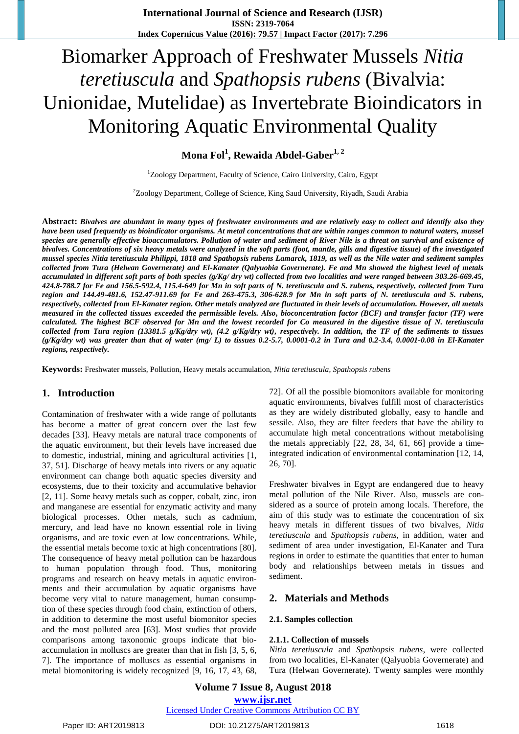# Biomarker Approach of Freshwater Mussels *Nitia teretiuscula* and *Spathopsis rubens* (Bivalvia: Unionidae, Mutelidae) as Invertebrate Bioindicators in Monitoring Aquatic Environmental Quality

**Mona Fol[1], Rewaida Abdel-Gaber[1, 2]**

[1]Zoology Department, Faculty of Science, Cairo University, Cairo, Egypt

[2]Zoology Department, College of Science, King Saud University, Riyadh, Saudi Arabia

**Abstract:** ***Bivalves are abundant in many types of freshwater environments and are relatively easy to collect and identify also they have been used frequently as bioindicator organisms. At metal concentrations that are within ranges common to natural waters, mussel species are generally effective bioaccumulators. Pollution of water and sediment of River Nile is a threat on survival and existence of bivalves. Concentrations of six heavy metals were analyzed in the soft parts (foot, mantle, gills and digestive tissue) of the investigated mussel species Nitia teretiuscula Philippi, 1818 and Spathopsis rubens Lamarck, 1819, as well as the Nile water and sediment samples collected from Tura (Helwan Governerate) and El-Kanater (Qalyuobia Governerate). Fe and Mn showed the highest level of metals accumulated in different soft parts of both species (g/Kg/ dry wt) collected from two localities and were ranged between 303.26-669.45, 424.8-788.7 for Fe and 156.5-592.4, 115.4-649 for Mn in soft parts of N. teretiuscula and S. rubens, respectively, collected from Tura region and 144.49-481.6, 152.47-911.69 for Fe and 263-475.3, 306-628.9 for Mn in soft parts of N. teretiuscula and S. rubens, respectively, collected from El-Kanater region. Other metals analyzed are fluctuated in their levels of accumulation. However, all metals measured in the collected tissues exceeded the permissible levels. Also, bioconcentration factor (BCF) and transfer factor (TF) were calculated. The highest BCF observed for Mn and the lowest recorded for Co measured in the digestive tissue of N. teretiuscula collected from Tura region (13381.5 g/Kg/dry wt), (4.2 g/Kg/dry wt), respectively. In addition, the TF of the sediments to tissues (g/Kg/dry wt) was greater than that of water (mg/ L) to tissues 0.2-5.7, 0.0001-0.2 in Tura and 0.2-3.4, 0.0001-0.08 in El-Kanater regions, respectively.***

**Keywords:** Freshwater mussels, Pollution, Heavy metals accumulation, *Nitia teretiuscula*, *Spathopsis rubens*

## 1. Introduction

Contamination of freshwater with a wide range of pollutants has become a matter of great concern over the last few decades [33]. Heavy metals are natural trace components of the aquatic environment, but their levels have increased due to domestic, industrial, mining and agricultural activities [1, 37, 51]. Discharge of heavy metals into rivers or any aquatic environment can change both aquatic species diversity and ecosystems, due to their toxicity and accumulative behavior [2, 11]. Some heavy metals such as copper, cobalt, zinc, iron and manganese are essential for enzymatic activity and many biological processes. Other metals, such as cadmium, mercury, and lead have no known essential role in living organisms, and are toxic even at low concentrations. While, the essential metals become toxic at high concentrations [80]. The consequence of heavy metal pollution can be hazardous to human population through food. Thus, monitoring programs and research on heavy metals in aquatic environments and their accumulation by aquatic organisms have become very vital to nature management, human consumption of these species through food chain, extinction of others, in addition to determine the most useful biomonitor species and the most polluted area [63]. Most studies that provide comparisons among taxonomic groups indicate that bioaccumulation in molluscs are greater than that in fish [3, 5, 6, 7]. The importance of molluscs as essential organisms in metal biomonitoring is widely recognized [9, 16, 17, 43, 68, 72]. Of all the possible biomonitors available for monitoring aquatic environments, bivalves fulfill most of characteristics as they are widely distributed globally, easy to handle and sessile. Also, they are filter feeders that have the ability to accumulate high metal concentrations without metabolising the metals appreciably [22, 28, 34, 61, 66] provide a time-integrated indication of environmental contamination [12, 14, 26, 70].

Freshwater bivalves in Egypt are endangered due to heavy metal pollution of the Nile River. Also, mussels are considered as a source of protein among locals. Therefore, the aim of this study was to estimate the concentration of six heavy metals in different tissues of two bivalves, *Nitia teretiuscula* and *Spathopsis rubens*, in addition, water and sediment of area under investigation, El-Kanater and Tura regions in order to estimate the quantities that enter to human body and relationships between metals in tissues and sediment.

## 2. Materials and Methods

### 2.1. Samples collection

#### 2.1.1. Collection of mussels

*Nitia teretiuscula* and *Spathopsis rubens*, were collected from two localities, El-Kanater (Qalyuobia Governerate) and Tura (Helwan Governerate). Twenty **s**amples were monthly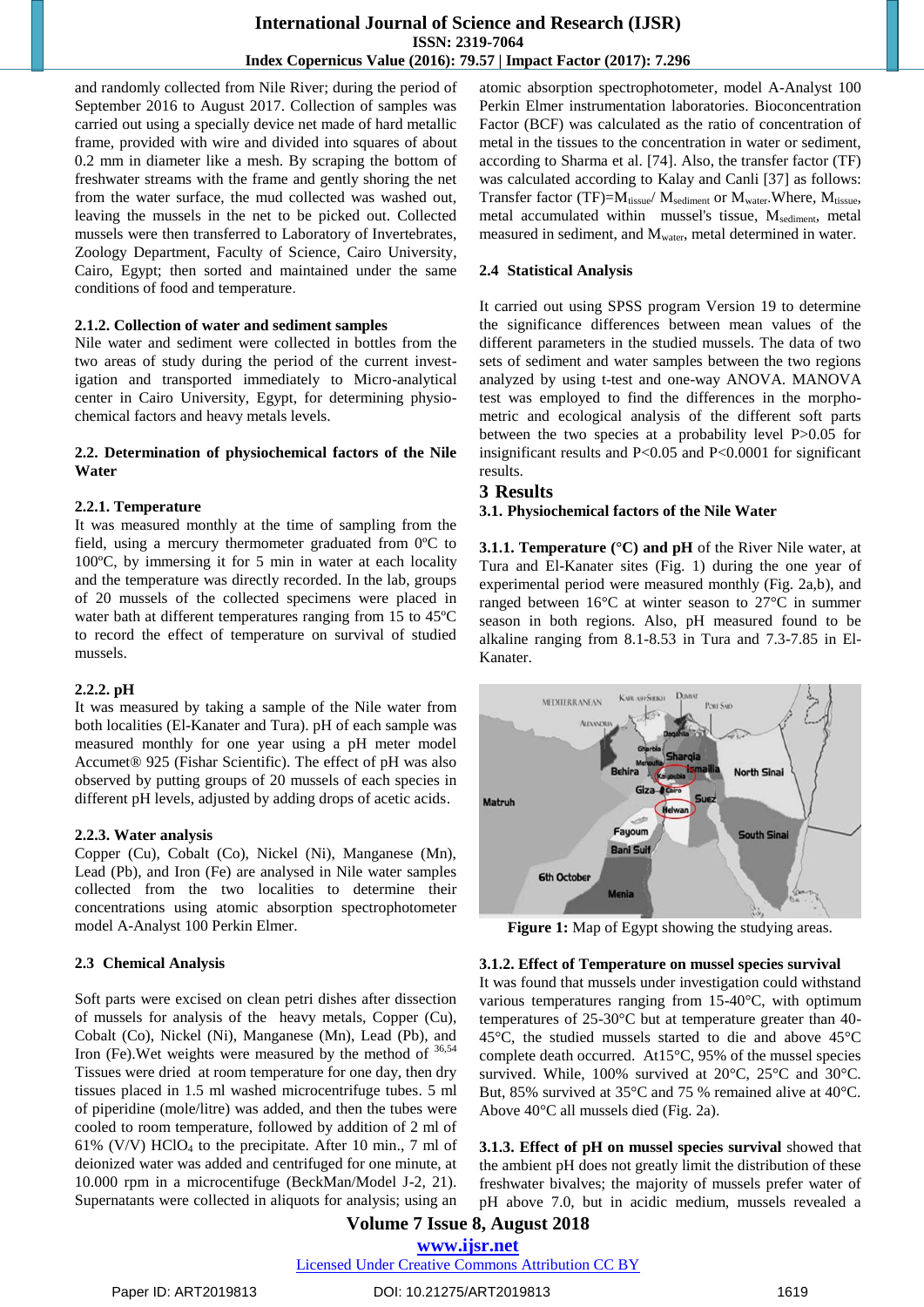and randomly collected from Nile River; during the period of September 2016 to August 2017. Collection of samples was carried out using a specially device net made of hard metallic frame, provided with wire and divided into squares of about 0.2 mm in diameter like a mesh. By scraping the bottom of freshwater streams with the frame and gently shoring the net from the water surface, the mud collected was washed out, leaving the mussels in the net to be picked out. Collected mussels were then transferred to Laboratory of Invertebrates, Zoology Department, Faculty of Science, Cairo University, Cairo, Egypt; then sorted and maintained under the same conditions of food and temperature.

#### 2.1.2. Collection of water and sediment samples

Nile water and sediment were collected in bottles from the two areas of study during the period of the current investigation and transported immediately to Micro-analytical center in Cairo University, Egypt, for determining physiochemical factors and heavy metals levels.

### 2.2. Determination of physiochemical factors of the Nile Water

#### 2.2.1. Temperature

It was measured monthly at the time of sampling from the field, using a mercury thermometer graduated from 0ºC to 100ºC, by immersing it for 5 min in water at each locality and the temperature was directly recorded. In the lab, groups of 20 mussels of the collected specimens were placed in water bath at different temperatures ranging from 15 to 45ºC to record the effect of temperature on survival of studied mussels.

#### 2.2.2. pH

It was measured by taking a sample of the Nile water from both localities (El-Kanater and Tura). pH of each sample was measured monthly for one year using a pH meter model Accumet® 925 (Fishar Scientific). The effect of pH was also observed by putting groups of 20 mussels of each species in different pH levels, adjusted by adding drops of acetic acids.

#### 2.2.3. Water analysis

Copper (Cu), Cobalt (Co), Nickel (Ni), Manganese (Mn), Lead (Pb), and Iron (Fe) are analysed in Nile water samples collected from the two localities to determine their concentrations using atomic absorption spectrophotometer model A-Analyst 100 Perkin Elmer.

### 2.3 Chemical Analysis

Soft parts were excised on clean petri dishes after dissection of mussels for analysis of the heavy metals, Copper (Cu), Cobalt (Co), Nickel (Ni), Manganese (Mn), Lead (Pb), and Iron (Fe).Wet weights were measured by the method of [36,54] Tissues were dried at room temperature for one day, then dry tissues placed in 1.5 ml washed microcentrifuge tubes. 5 ml of piperidine (mole/litre) was added, and then the tubes were cooled to room temperature, followed by addition of 2 ml of 61% (V/V) $HClO_4$ to the precipitate. After 10 min., 7 ml of deionized water was added and centrifuged for one minute, at 10.000 rpm in a microcentifuge (BeckMan/Model J-2, 21). Supernatants were collected in aliquots for analysis; using an atomic absorption spectrophotometer, model A-Analyst 100 Perkin Elmer instrumentation laboratories. Bioconcentration Factor (BCF) was calculated as the ratio of concentration of metal in the tissues to the concentration in water or sediment, according to Sharma et al. [74]. Also, the transfer factor (TF) was calculated according to Kalay and Canli [37] as follows: Transfer factor (TF)=$M_{tissue}$/ $M_{sediment}$ or $M_{water}$.Where, $M_{tissue}$, metal accumulated within mussel's tissue, $M_{sediment}$, metal measured in sediment, and $M_{water}$, metal determined in water.

### 2.4 Statistical Analysis

It carried out using SPSS program Version 19 to determine the significance differences between mean values of the different parameters in the studied mussels. The data of two sets of sediment and water samples between the two regions analyzed by using t-test and one-way ANOVA. MANOVA test was employed to find the differences in the morpho-metric and ecological analysis of the different soft parts between the two species at a probability level $P>0.05$ for insignificant results and $P<0.05$ and $P<0.0001$ for significant results.

## 3 Results

### 3.1. Physiochemical factors of the Nile Water

**3.1.1. Temperature (°C) and pH** of the River Nile water, at Tura and El-Kanater sites (Fig. 1) during the one year of experimental period were measured monthly (Fig. 2a,b), and ranged between 16°C at winter season to 27°C in summer season in both regions. Also, pH measured found to be alkaline ranging from 8.1-8.53 in Tura and 7.3-7.85 in El-Kanater.

**Figure 1:** Map of Egypt showing the studying areas.

#### 3.1.2. Effect of Temperature on mussel species survival

It was found that mussels under investigation could withstand various temperatures ranging from 15-40°C, with optimum temperatures of 25-30°C but at temperature greater than 40-45°C, the studied mussels started to die and above 45°C complete death occurred. At15°C, 95% of the mussel species survived. While, 100% survived at 20°C, 25°C and 30°C. But, 85% survived at 35°C and 75 % remained alive at 40°C. Above 40°C all mussels died (Fig. 2a).

**3.1.3. Effect of pH on mussel species survival** showed that the ambient pH does not greatly limit the distribution of these freshwater bivalves; the majority of mussels prefer water of pH above 7.0, but in acidic medium, mussels revealed a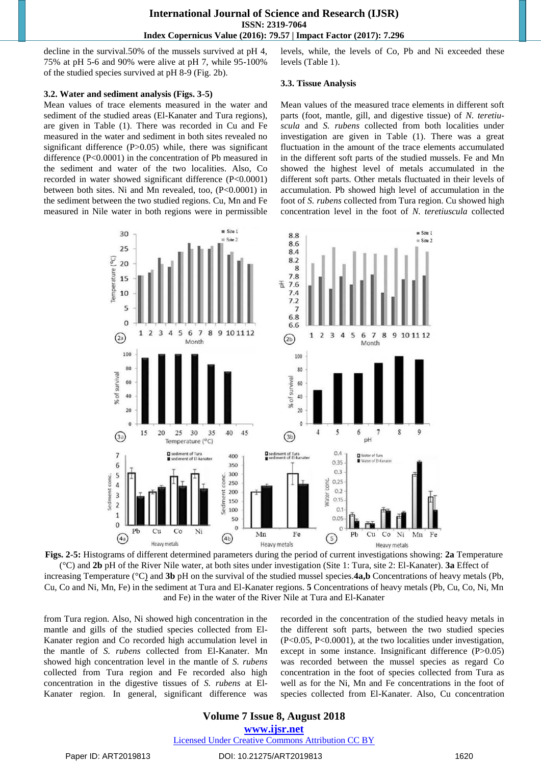decline in the survival.50% of the mussels survived at pH 4, 75% at pH 5-6 and 90% were alive at pH 7, while 95-100% of the studied species survived at pH 8-9 (Fig. 2b).

### 3.2. Water and sediment analysis (Figs. 3-5)

Mean values of trace elements measured in the water and sediment of the studied areas (El-Kanater and Tura regions), are given in Table (1). There was recorded in Cu and Fe measured in the water and sediment in both sites revealed no significant difference (P>0.05) while, there was significant difference (P<0.0001) in the concentration of Pb measured in the sediment and water of the two localities. Also, Co recorded in water showed significant difference (P<0.0001) between both sites. Ni and Mn revealed, too, (P<0.0001) in the sediment between the two studied regions. Cu, Mn and Fe measured in Nile water in both regions were in permissible levels, while, the levels of Co, Pb and Ni exceeded these levels (Table 1).

### 3.3. Tissue Analysis

Mean values of the measured trace elements in different soft parts (foot, mantle, gill, and digestive tissue) of *N. teretiuscula* and *S. rubens* collected from both localities under investigation are given in Table (1). There was a great fluctuation in the amount of the trace elements accumulated in the different soft parts of the studied mussels. Fe and Mn showed the highest level of metals accumulated in the different soft parts. Other metals fluctuated in their levels of accumulation. Pb showed high level of accumulation in the foot of *S. rubens* collected from Tura region. Cu showed high concentration level in the foot of *N. teretiuscula* collected from Tura region. Also, Ni showed high concentration in the mantle and gills of the studied species collected from El-Kanater region and Co recorded high accumulation level in the mantle of *S. rubens* collected from El-Kanater. Mn showed high concentration level in the mantle of *S. rubens* collected from Tura region and Fe recorded also high concentration in the digestive tissues of *S. rubens* at El-Kanater region. In general, significant difference was recorded in the concentration of the studied heavy metals in the different soft parts, between the two studied species (P<0.05, P<0.0001), at the two localities under investigation, except in some instance. Insignificant difference (P>0.05) was recorded between the mussel species as regard Co concentration in the foot of species collected from Tura as well as for the Ni, Mn and Fe concentrations in the foot of species collected from El-Kanater. Also, Cu concentration

**Figs. 2-5:** Histograms of different determined parameters during the period of current investigations showing: **2a** Temperature (°C) and **2b** pH of the River Nile water, at both sites under investigation (Site 1: Tura, site 2: El-Kanater). **3a** Effect of increasing Temperature (°C) and **3b** pH on the survival of the studied mussel species.**4a,b** Concentrations of heavy metals (Pb, Cu, Co and Ni, Mn, Fe) in the sediment at Tura and El-Kanater regions. **5** Concentrations of heavy metals (Pb, Cu, Co, Ni, Mn and Fe) in the water of the River Nile at Tura and El-Kanater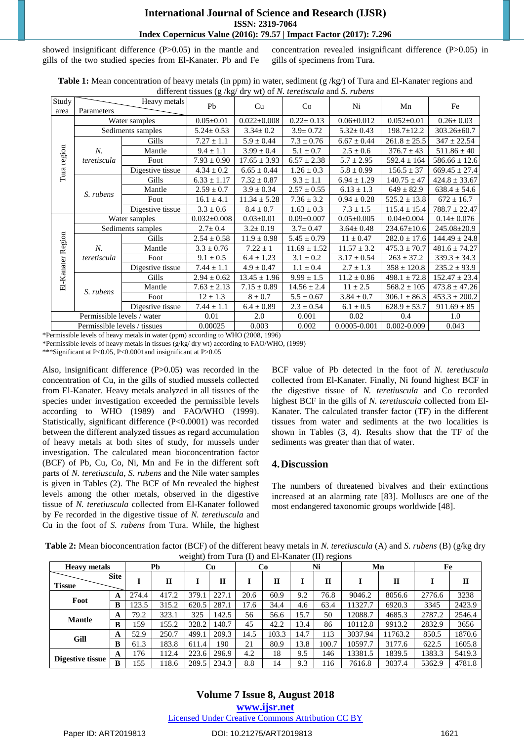showed insignificant difference (P>0.05) in the mantle and gills of the two studied species from El-Kanater. Pb and Fe concentration revealed insignificant difference (P>0.05) in gills of specimens from Tura.

**Table 1:** Mean concentration of heavy metals (in ppm) in water, sediment (g /kg/) of Tura and El-Kanater regions and different tissues (g /kg/ dry wt) of *N. teretiscula* and *S. rubens*

| Study area | Parameters \ Heavy metals | | Pb | Cu | Co | Ni | Mn | Fe |
|---|---|---|---|---|---|---|---|---|
| Tura region | Water samples | | 0.05±0.01 | 0.022±0.008 | 0.22± 0.13 | 0.06±0.012 | 0.052±0.01 | 0.26± 0.03 |
| | Sediments samples | | 5.24± 0.53 | 3.34± 0.2 | 3.9± 0.72 | 5.32± 0.43 | 198.7±12.2 | 303.26±60.7 |
| | *N. teretiscula* | Gills | 7.27 ± 1.1 | 5.9 ± 0.44 | 7.3 ± 0.76 | 6.67 ± 0.44 | 261.8 ± 25.5 | 347 ± 22.54 |
| | | Mantle | 9.4 ± 1.1 | 3.99 ± 0.4 | 5.1 ± 0.7 | 2.5 ± 0.6 | 376.7 ± 43 | 511.86 ± 40 |
| | | Foot | 7.93 ± 0.90 | 17.65 ± 3.93 | 6.57 ± 2.38 | 5.7 ± 2.95 | 592.4 ± 164 | 586.66 ± 12.6 |
| | | Digestive tissue | 4.34 ± 0.2 | 6.65 ± 0.44 | 1.26 ± 0.3 | 5.8 ± 0.99 | 156.5 ± 37 | 669.45 ± 27.4 |
| | *S. rubens* | Gills | 6.33 ± 1.17 | 7.32 ± 0.87 | 9.3 ± 1.1 | 6.94 ± 1.29 | 140.75 ± 47 | 424.8 ± 33.67 |
| | | Mantle | 2.59 ± 0.7 | 3.9 ± 0.34 | 2.57 ± 0.55 | 6.13 ± 1.3 | 649 ± 82.9 | 638.4 ± 54.6 |
| | | Foot | 16.1 ± 4.1 | 11.34 ± 5.28 | 7.36 ± 3.2 | 0.94 ± 0.28 | 525.2 ± 13.8 | 672 ± 16.7 |
| | | Digestive tissue | 3.3 ± 0.6 | 8.4 ± 0.7 | 1.63 ± 0.3 | 7.3 ± 1.5 | 115.4 ± 15.4 | 788.7 ± 22.47 |
| El-Kanater Region | Water samples | | 0.032±0.008 | 0.03±0.01 | 0.09±0.007 | 0.05±0.005 | 0.04±0.004 | 0.14± 0.076 |
| | Sediments samples | | 2.7± 0.4 | 3.2± 0.19 | 3.7± 0.47 | 3.64± 0.48 | 234.67±10.6 | 245.08±20.9 |
| | *N. teretiscula* | Gills | 2.54 ± 0.58 | 11.9 ± 0.98 | 5.45 ± 0.79 | 11 ± 0.47 | 282.0 ± 17.6 | 144.49 ± 24.8 |
| | | Mantle | 3.3 ± 0.76 | 7.22 ± 1 | 11.69 ± 1.52 | 11.57 ± 3.2 | 475.3 ± 70.7 | 481.6 ± 74.27 |
| | | Foot | 9.1 ± 0.5 | 6.4 ± 1.23 | 3.1 ± 0.2 | 3.17 ± 0.54 | 263 ± 37.2 | 339.3 ± 34.3 |
| | | Digestive tissue | 7.44 ± 1.1 | 4.9 ± 0.47 | 1.1 ± 0.4 | 2.7 ± 1.3 | 358 ± 120.8 | 235.2 ± 93.9 |
| | *S. rubens* | Gills | 2.94 ± 0.62 | 13.45 ± 1.96 | 9.99 ± 1.5 | 11.2 ± 0.86 | 498.1 ± 72.8 | 152.47 ± 23.4 |
| | | Mantle | 7.63 ± 2.13 | 7.15 ± 0.89 | 14.56 ± 2.4 | 11 ± 2.5 | 568.2 ± 105 | 473.8 ± 47.26 |
| | | Foot | 12 ± 1.3 | 8 ± 0.7 | 5.5 ± 0.67 | 3.84 ± 0.7 | 306.1 ± 86.3 | 453.3 ± 200.2 |
| | | Digestive tissue | 7.44 ± 1.1 | 6.4 ± 0.89 | 2.3 ± 0.54 | 6.1 ± 0.5 | 628.9 ± 53.7 | 911.69 ± 85 |
| Permissible levels / water | | | 0.01 | 2.0 | 0.001 | 0.02 | 0.4 | 1.0 |
| Permissible levels / tissues | | | 0.00025 | 0.003 | 0.002 | 0.0005-0.001 | 0.002-0.009 | 0.043 |

*Permissible levels of heavy metals in water (ppm) according to WHO (2008, 1996)

*Permissible levels of heavy metals in tissues (g/kg/ dry wt) according to FAO/WHO, (1999)

***Significant at P<0.05, P<0.0001and insignificant at P>0.05

Also, insignificant difference (P>0.05) was recorded in the concentration of Cu, in the gills of studied mussels collected from El-Kanater. Heavy metals analyzed in all tissues of the species under investigation exceeded the permissible levels according to WHO (1989) and FAO/WHO (1999). Statistically, significant difference (P<0.0001) was recorded between the different analyzed tissues as regard accumulation of heavy metals at both sites of study, for mussels under investigation. The calculated mean bioconcentration factor (BCF) of Pb, Cu, Co, Ni, Mn and Fe in the different soft parts of *N. teretiuscula*, *S. rubens* and the Nile water samples is given in Tables (2). The BCF of Mn revealed the highest levels among the other metals, observed in the digestive tissue of *N. teretiuscula* collected from El-Kanater followed by Fe recorded in the digestive tissue of *N. teretiuscula* and Cu in the foot of *S. rubens* from Tura. While, the highest BCF value of Pb detected in the foot of *N. teretiuscula* collected from El-Kanater. Finally, Ni found highest BCF in the digestive tissue of *N. teretiuscula* and Co recorded highest BCF in the gills of *N. teretiuscula* collected from El-Kanater. The calculated transfer factor (TF) in the different tissues from water and sediments at the two localities is shown in Tables (3, 4). Results show that the TF of the sediments was greater than that of water.

## 4. Discussion

The numbers of threatened bivalves and their extinctions increased at an alarming rate [83]. Molluscs are one of the most endangered taxonomic groups worldwide [48].

**Table 2:** Mean bioconcentration factor (BCF) of the different heavy metals in *N. teretiuscula* (A) and *S. rubens* (B) (g/kg dry weight) from Tura (I) and El-Kanater (II) regions

| Heavy metals | | Pb | | Cu | | Co | | Ni | | Mn | | Fe | |
|---|---|---|---|---|---|---|---|---|---|---|---|---|---|
| Tissue | Site | I | II | I | II | I | II | I | II | I | II | I | II |
| Foot | A | 274.4 | 417.2 | 379.1 | 227.1 | 20.6 | 60.9 | 9.2 | 76.8 | 9046.2 | 8056.6 | 2776.6 | 3238 |
| | B | 123.5 | 315.2 | 620.5 | 287.1 | 17.6 | 34.4 | 4.6 | 63.4 | 11327.7 | 6920.3 | 3345 | 2423.9 |
| Mantle | A | 79.2 | 323.1 | 325 | 142.5 | 56 | 56.6 | 15.7 | 50 | 12088.7 | 4685.3 | 2787.2 | 2546.4 |
| | B | 159 | 155.2 | 328.2 | 140.7 | 45 | 42.2 | 13.4 | 86 | 10112.8 | 9913.2 | 2832.9 | 3656 |
| Gill | A | 52.9 | 250.7 | 499.1 | 209.3 | 14.5 | 103.3 | 14.7 | 113 | 3037.94 | 11763.2 | 850.5 | 1870.6 |
| | B | 61.3 | 183.8 | 611.4 | 190 | 21 | 80.9 | 13.8 | 100.7 | 10597.7 | 3177.6 | 622.5 | 1605.8 |
| Digestive tissue | A | 176 | 112.4 | 223.6 | 296.9 | 4.2 | 18 | 9.5 | 146 | 13381.5 | 1839.5 | 1383.3 | 5419.3 |
| | B | 155 | 118.6 | 289.5 | 234.3 | 8.8 | 14 | 9.3 | 116 | 7616.8 | 3037.4 | 5362.9 | 4781.8 |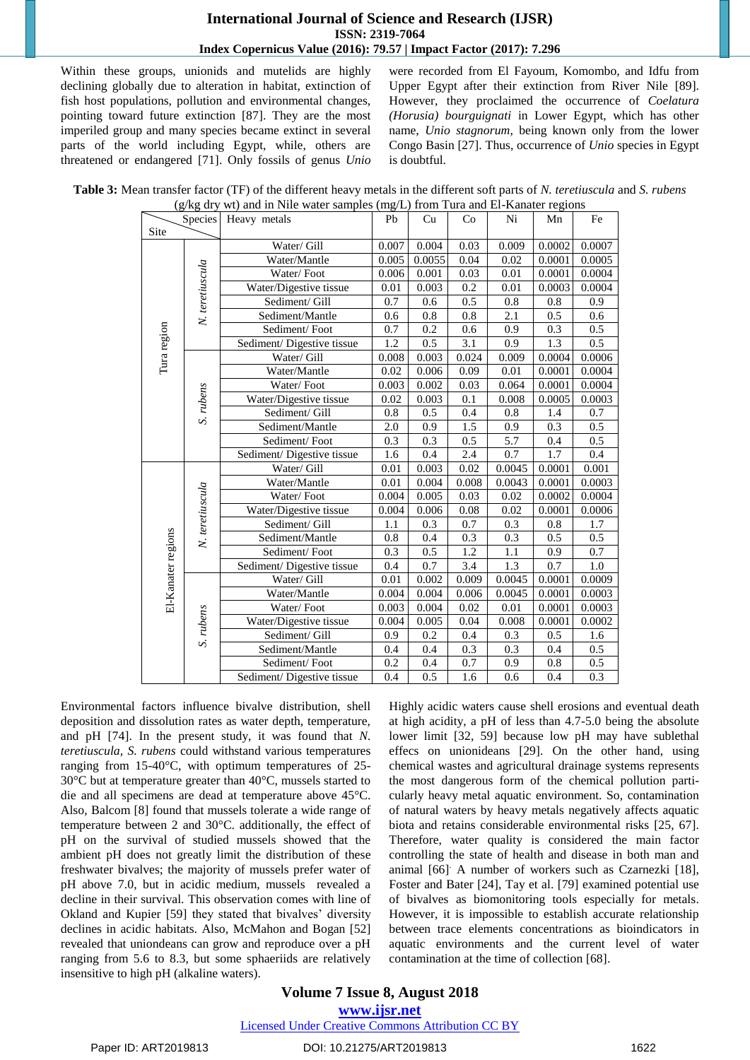Within these groups, unionids and mutelids are highly declining globally due to alteration in habitat, extinction of fish host populations, pollution and environmental changes, pointing toward future extinction [87]. They are the most imperiled group and many species became extinct in several parts of the world including Egypt, while, others are threatened or endangered [71]. Only fossils of genus *Unio* were recorded from El Fayoum, Komombo, and Idfu from Upper Egypt after their extinction from River Nile [89]. However, they proclaimed the occurrence of *Coelatura (Horusia) bourguignati* in Lower Egypt, which has other name, *Unio stagnorum*, being known only from the lower Congo Basin [27]. Thus, occurrence of *Unio* species in Egypt is doubtful.

**Table 3:** Mean transfer factor (TF) of the different heavy metals in the different soft parts of *N. teretiuscula* and *S. rubens* (g/kg dry wt) and in Nile water samples (mg/L) from Tura and El-Kanater regions

| Site | Species | Heavy metals | Pb | Cu | Co | Ni | Mn | Fe |
|---|---|---|---|---|---|---|---|---|
| Tura region | *N. teretiuscula* | Water/ Gill | 0.007 | 0.004 | 0.03 | 0.009 | 0.0002 | 0.0007 |
| | | Water/Mantle | 0.005 | 0.0055 | 0.04 | 0.02 | 0.0001 | 0.0005 |
| | | Water/ Foot | 0.006 | 0.001 | 0.03 | 0.01 | 0.0001 | 0.0004 |
| | | Water/Digestive tissue | 0.01 | 0.003 | 0.2 | 0.01 | 0.0003 | 0.0004 |
| | | Sediment/ Gill | 0.7 | 0.6 | 0.5 | 0.8 | 0.8 | 0.9 |
| | | Sediment/Mantle | 0.6 | 0.8 | 0.8 | 2.1 | 0.5 | 0.6 |
| | | Sediment/ Foot | 0.7 | 0.2 | 0.6 | 0.9 | 0.3 | 0.5 |
| | | Sediment/ Digestive tissue | 1.2 | 0.5 | 3.1 | 0.9 | 1.3 | 0.5 |
| | *S. rubens* | Water/ Gill | 0.008 | 0.003 | 0.024 | 0.009 | 0.0004 | 0.0006 |
| | | Water/Mantle | 0.02 | 0.006 | 0.09 | 0.01 | 0.0001 | 0.0004 |
| | | Water/ Foot | 0.003 | 0.002 | 0.03 | 0.064 | 0.0001 | 0.0004 |
| | | Water/Digestive tissue | 0.02 | 0.003 | 0.1 | 0.008 | 0.0005 | 0.0003 |
| | | Sediment/ Gill | 0.8 | 0.5 | 0.4 | 0.8 | 1.4 | 0.7 |
| | | Sediment/Mantle | 2.0 | 0.9 | 1.5 | 0.9 | 0.3 | 0.5 |
| | | Sediment/ Foot | 0.3 | 0.3 | 0.5 | 5.7 | 0.4 | 0.5 |
| | | Sediment/ Digestive tissue | 1.6 | 0.4 | 2.4 | 0.7 | 1.7 | 0.4 |
| El-Kanater regions | *N. teretiuscula* | Water/ Gill | 0.01 | 0.003 | 0.02 | 0.0045 | 0.0001 | 0.001 |
| | | Water/Mantle | 0.01 | 0.004 | 0.008 | 0.0043 | 0.0001 | 0.0003 |
| | | Water/ Foot | 0.004 | 0.005 | 0.03 | 0.02 | 0.0002 | 0.0004 |
| | | Water/Digestive tissue | 0.004 | 0.006 | 0.08 | 0.02 | 0.0001 | 0.0006 |
| | | Sediment/ Gill | 1.1 | 0.3 | 0.7 | 0.3 | 0.8 | 1.7 |
| | | Sediment/Mantle | 0.8 | 0.4 | 0.3 | 0.3 | 0.5 | 0.5 |
| | | Sediment/ Foot | 0.3 | 0.5 | 1.2 | 1.1 | 0.9 | 0.7 |
| | | Sediment/ Digestive tissue | 0.4 | 0.7 | 3.4 | 1.3 | 0.7 | 1.0 |
| | *S. rubens* | Water/ Gill | 0.01 | 0.002 | 0.009 | 0.0045 | 0.0001 | 0.0009 |
| | | Water/Mantle | 0.004 | 0.004 | 0.006 | 0.0045 | 0.0001 | 0.0003 |
| | | Water/ Foot | 0.003 | 0.004 | 0.02 | 0.01 | 0.0001 | 0.0003 |
| | | Water/Digestive tissue | 0.004 | 0.005 | 0.04 | 0.008 | 0.0001 | 0.0002 |
| | | Sediment/ Gill | 0.9 | 0.2 | 0.4 | 0.3 | 0.5 | 1.6 |
| | | Sediment/Mantle | 0.4 | 0.4 | 0.3 | 0.3 | 0.4 | 0.5 |
| | | Sediment/ Foot | 0.2 | 0.4 | 0.7 | 0.9 | 0.8 | 0.5 |
| | | Sediment/ Digestive tissue | 0.4 | 0.5 | 1.6 | 0.6 | 0.4 | 0.3 |

Environmental factors influence bivalve distribution, shell deposition and dissolution rates as water depth, temperature, and pH [74]. In the present study, it was found that *N. teretiuscula, S. rubens* could withstand various temperatures ranging from 15-40°C, with optimum temperatures of 25-30°C but at temperature greater than 40°C, mussels started to die and all specimens are dead at temperature above 45°C. Also, Balcom [8] found that mussels tolerate a wide range of temperature between 2 and 30°C. additionally, the effect of pH on the survival of studied mussels showed that the ambient pH does not greatly limit the distribution of these freshwater bivalves; the majority of mussels prefer water of pH above 7.0, but in acidic medium, mussels revealed a decline in their survival. This observation comes with line of Okland and Kupier [59] they stated that bivalves' diversity declines in acidic habitats. Also, McMahon and Bogan [52] revealed that uniondeans can grow and reproduce over a pH ranging from 5.6 to 8.3, but some sphaeriids are relatively insensitive to high pH (alkaline waters).

Highly acidic waters cause shell erosions and eventual death at high acidity, a pH of less than 4.7-5.0 being the absolute lower limit [32, 59] because low pH may have sublethal effecs on unionideans [29]. On the other hand, using chemical wastes and agricultural drainage systems represents the most dangerous form of the chemical pollution particularly heavy metal aquatic environment. So, contamination of natural waters by heavy metals negatively affects aquatic biota and retains considerable environmental risks [25, 67]. Therefore, water quality is considered the main factor controlling the state of health and disease in both man and animal [66]. A number of workers such as Czarnezki [18], Foster and Bater [24], Tay et al. [79] examined potential use of bivalves as biomonitoring tools especially for metals. However, it is impossible to establish accurate relationship between trace elements concentrations as bioindicators in aquatic environments and the current level of water contamination at the time of collection [68].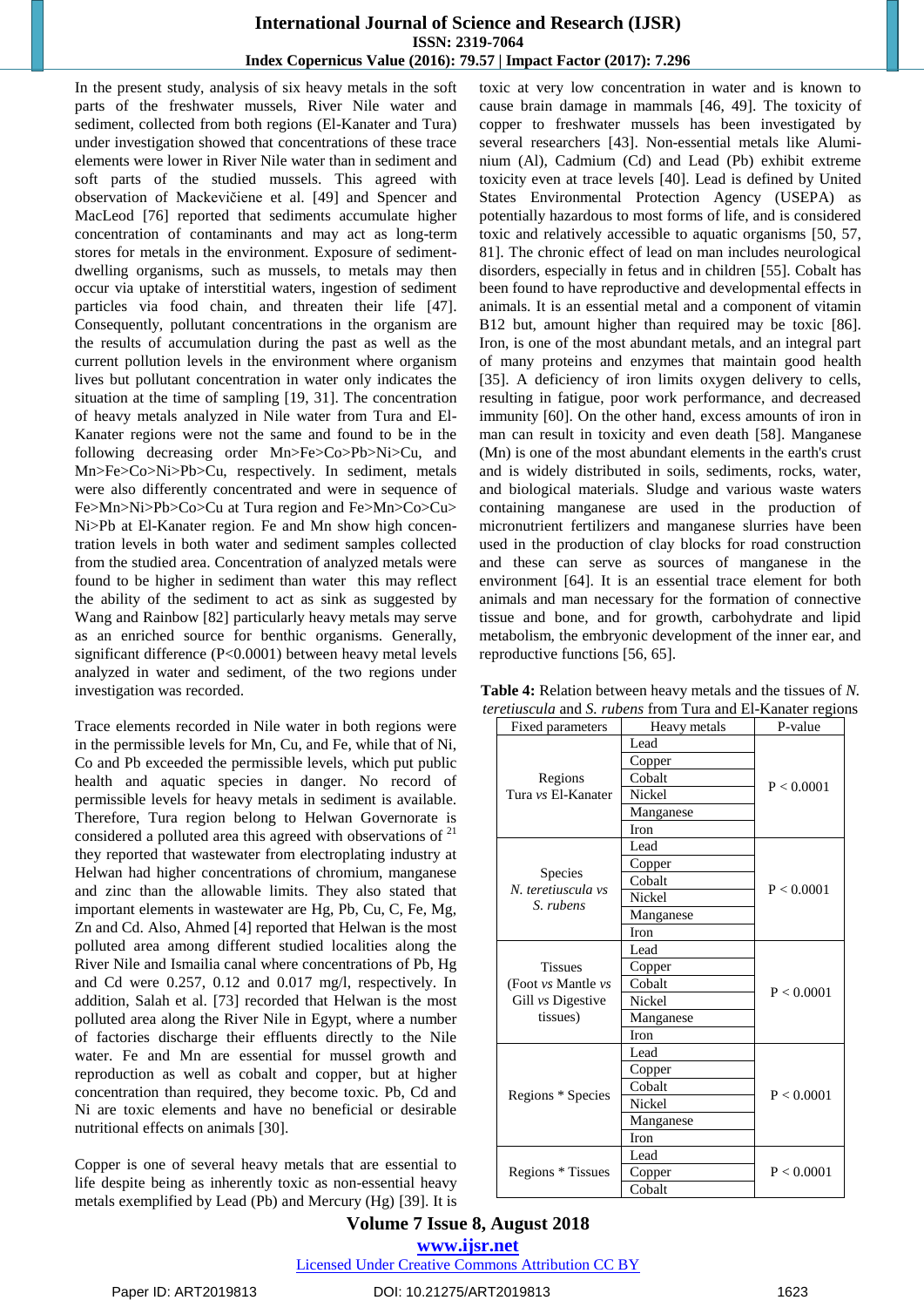In the present study, analysis of six heavy metals in the soft parts of the freshwater mussels, River Nile water and sediment, collected from both regions (El-Kanater and Tura) under investigation showed that concentrations of these trace elements were lower in River Nile water than in sediment and soft parts of the studied mussels. This agreed with observation of Mackevičiene et al. [49] and Spencer and MacLeod [76] reported that sediments accumulate higher concentration of contaminants and may act as long-term stores for metals in the environment. Exposure of sediment-dwelling organisms, such as mussels, to metals may then occur via uptake of interstitial waters, ingestion of sediment particles via food chain, and threaten their life [47]. Consequently, pollutant concentrations in the organism are the results of accumulation during the past as well as the current pollution levels in the environment where organism lives but pollutant concentration in water only indicates the situation at the time of sampling [19, 31]. The concentration of heavy metals analyzed in Nile water from Tura and El-Kanater regions were not the same and found to be in the following decreasing order Mn>Fe>Co>Pb>Ni>Cu, and Mn>Fe>Co>Ni>Pb>Cu, respectively. In sediment, metals were also differently concentrated and were in sequence of Fe>Mn>Ni>Pb>Co>Cu at Tura region and Fe>Mn>Co>Cu>Ni>Pb at El-Kanater region. Fe and Mn show high concentration levels in both water and sediment samples collected from the studied area. Concentration of analyzed metals were found to be higher in sediment than water this may reflect the ability of the sediment to act as sink as suggested by Wang and Rainbow [82] particularly heavy metals may serve as an enriched source for benthic organisms. Generally, significant difference ($P<0.0001$) between heavy metal levels analyzed in water and sediment, of the two regions under investigation was recorded.

Trace elements recorded in Nile water in both regions were in the permissible levels for Mn, Cu, and Fe, while that of Ni, Co and Pb exceeded the permissible levels, which put public health and aquatic species in danger. No record of permissible levels for heavy metals in sediment is available. Therefore, Tura region belong to Helwan Governorate is considered a polluted area this agreed with observations of [21] they reported that wastewater from electroplating industry at Helwan had higher concentrations of chromium, manganese and zinc than the allowable limits. They also stated that important elements in wastewater are Hg, Pb, Cu, C, Fe, Mg, Zn and Cd. Also, Ahmed [4] reported that Helwan is the most polluted area among different studied localities along the River Nile and Ismailia canal where concentrations of Pb, Hg and Cd were 0.257, 0.12 and 0.017 mg/l, respectively. In addition, Salah et al. [73] recorded that Helwan is the most polluted area along the River Nile in Egypt, where a number of factories discharge their effluents directly to the Nile water. Fe and Mn are essential for mussel growth and reproduction as well as cobalt and copper, but at higher concentration than required, they become toxic. Pb, Cd and Ni are toxic elements and have no beneficial or desirable nutritional effects on animals [30].

Copper is one of several heavy metals that are essential to life despite being as inherently toxic as non-essential heavy metals exemplified by Lead (Pb) and Mercury (Hg) [39]. It is toxic at very low concentration in water and is known to cause brain damage in mammals [46, 49]. The toxicity of copper to freshwater mussels has been investigated by several researchers [43]. Non-essential metals like Aluminium (Al), Cadmium (Cd) and Lead (Pb) exhibit extreme toxicity even at trace levels [40]. Lead is defined by United States Environmental Protection Agency (USEPA) as potentially hazardous to most forms of life, and is considered toxic and relatively accessible to aquatic organisms [50, 57, 81]. The chronic effect of lead on man includes neurological disorders, especially in fetus and in children [55]. Cobalt has been found to have reproductive and developmental effects in animals. It is an essential metal and a component of vitamin B12 but, amount higher than required may be toxic [86]. Iron, is one of the most abundant metals, and an integral part of many proteins and enzymes that maintain good health [35]. A deficiency of iron limits oxygen delivery to cells, resulting in fatigue, poor work performance, and decreased immunity [60]. On the other hand, excess amounts of iron in man can result in toxicity and even death [58]. Manganese (Mn) is one of the most abundant elements in the earth's crust and is widely distributed in soils, sediments, rocks, water, and biological materials. Sludge and various waste waters containing manganese are used in the production of micronutrient fertilizers and manganese slurries have been used in the production of clay blocks for road construction and these can serve as sources of manganese in the environment [64]. It is an essential trace element for both animals and man necessary for the formation of connective tissue and bone, and for growth, carbohydrate and lipid metabolism, the embryonic development of the inner ear, and reproductive functions [56, 65].

**Table 4:** Relation between heavy metals and the tissues of *N. teretiuscula* and *S. rubens* from Tura and El-Kanater regions

| Fixed parameters | Heavy metals | P-value |
|---|---|---|
| Regions Tura *vs* El-Kanater | Lead | $P < 0.0001$ |
| | Copper | |
| | Cobalt | |
| | Nickel | |
| | Manganese | |
| | Iron | |
| Species *N. teretiuscula vs S. rubens* | Lead | $P < 0.0001$ |
| | Copper | |
| | Cobalt | |
| | Nickel | |
| | Manganese | |
| | Iron | |
| Tissues (Foot *vs* Mantle *vs* Gill *vs* Digestive tissues) | Lead | $P < 0.0001$ |
| | Copper | |
| | Cobalt | |
| | Nickel | |
| | Manganese | |
| | Iron | |
| Regions * Species | Lead | $P < 0.0001$ |
| | Copper | |
| | Cobalt | |
| | Nickel | |
| | Manganese | |
| | Iron | |
| Regions * Tissues | Lead | $P < 0.0001$ |
| | Copper | |
| | Cobalt | |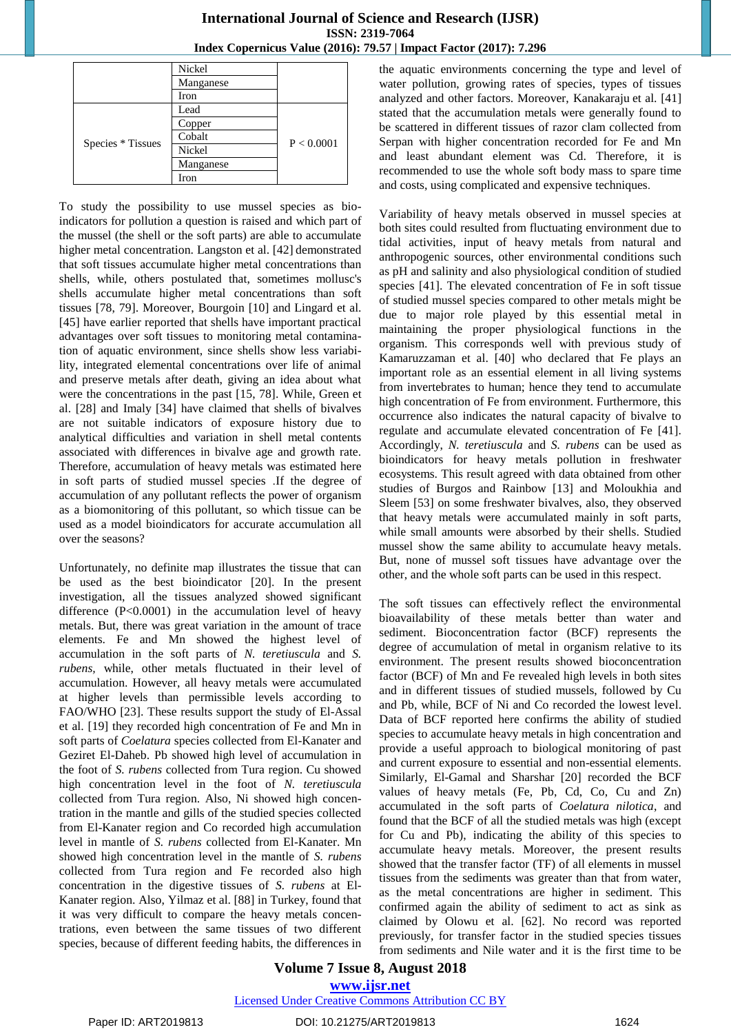| | Nickel | |
|---|---|---|
| | Manganese | |
| | Iron | |
| Species * Tissues | Lead | $P < 0.0001$ |
| | Copper | |
| | Cobalt | |
| | Nickel | |
| | Manganese | |
| | Iron | |

To study the possibility to use mussel species as bio-indicators for pollution a question is raised and which part of the mussel (the shell or the soft parts) are able to accumulate higher metal concentration. Langston et al. [42] demonstrated that soft tissues accumulate higher metal concentrations than shells, while, others postulated that, sometimes mollusc's shells accumulate higher metal concentrations than soft tissues [78, 79]. Moreover, Bourgoin [10] and Lingard et al. [45] have earlier reported that shells have important practical advantages over soft tissues to monitoring metal contamination of aquatic environment, since shells show less variability, integrated elemental concentrations over life of animal and preserve metals after death, giving an idea about what were the concentrations in the past [15, 78]. While, Green et al. [28] and Imaly [34] have claimed that shells of bivalves are not suitable indicators of exposure history due to analytical difficulties and variation in shell metal contents associated with differences in bivalve age and growth rate. Therefore, accumulation of heavy metals was estimated here in soft parts of studied mussel species .If the degree of accumulation of any pollutant reflects the power of organism as a biomonitoring of this pollutant, so which tissue can be used as a model bioindicators for accurate accumulation all over the seasons?

Unfortunately, no definite map illustrates the tissue that can be used as the best bioindicator [20]. In the present investigation, all the tissues analyzed showed significant difference ($P<0.0001$) in the accumulation level of heavy metals. But, there was great variation in the amount of trace elements. Fe and Mn showed the highest level of accumulation in the soft parts of *N. teretiuscula* and *S. rubens,* while, other metals fluctuated in their level of accumulation. However, all heavy metals were accumulated at higher levels than permissible levels according to FAO/WHO [23]. These results support the study of El-Assal et al. [19] they recorded high concentration of Fe and Mn in soft parts of *Coelatura* species collected from El-Kanater and Geziret El-Daheb. Pb showed high level of accumulation in the foot of *S. rubens* collected from Tura region. Cu showed high concentration level in the foot of *N. teretiuscula* collected from Tura region. Also, Ni showed high concentration in the mantle and gills of the studied species collected from El-Kanater region and Co recorded high accumulation level in mantle of *S. rubens* collected from El-Kanater. Mn showed high concentration level in the mantle of *S. rubens* collected from Tura region and Fe recorded also high concentration in the digestive tissues of *S. rubens* at El-Kanater region. Also, Yilmaz et al. [88] in Turkey, found that it was very difficult to compare the heavy metals concentrations, even between the same tissues of two different species, because of different feeding habits, the differences in the aquatic environments concerning the type and level of water pollution, growing rates of species, types of tissues analyzed and other factors. Moreover, Kanakaraju et al. [41] stated that the accumulation metals were generally found to be scattered in different tissues of razor clam collected from Serpan with higher concentration recorded for Fe and Mn and least abundant element was Cd. Therefore, it is recommended to use the whole soft body mass to spare time and costs, using complicated and expensive techniques.

Variability of heavy metals observed in mussel species at both sites could resulted from fluctuating environment due to tidal activities, input of heavy metals from natural and anthropogenic sources, other environmental conditions such as pH and salinity and also physiological condition of studied species [41]. The elevated concentration of Fe in soft tissue of studied mussel species compared to other metals might be due to major role played by this essential metal in maintaining the proper physiological functions in the organism. This corresponds well with previous study of Kamaruzzaman et al. [40] who declared that Fe plays an important role as an essential element in all living systems from invertebrates to human; hence they tend to accumulate high concentration of Fe from environment. Furthermore, this occurrence also indicates the natural capacity of bivalve to regulate and accumulate elevated concentration of Fe [41]. Accordingly, *N. teretiuscula* and *S. rubens* can be used as bioindicators for heavy metals pollution in freshwater ecosystems. This result agreed with data obtained from other studies of Burgos and Rainbow [13] and Moloukhia and Sleem [53] on some freshwater bivalves, also, they observed that heavy metals were accumulated mainly in soft parts, while small amounts were absorbed by their shells. Studied mussel show the same ability to accumulate heavy metals. But, none of mussel soft tissues have advantage over the other, and the whole soft parts can be used in this respect.

The soft tissues can effectively reflect the environmental bioavailability of these metals better than water and sediment. Bioconcentration factor (BCF) represents the degree of accumulation of metal in organism relative to its environment. The present results showed bioconcentration factor (BCF) of Mn and Fe revealed high levels in both sites and in different tissues of studied mussels, followed by Cu and Pb, while, BCF of Ni and Co recorded the lowest level. Data of BCF reported here confirms the ability of studied species to accumulate heavy metals in high concentration and provide a useful approach to biological monitoring of past and current exposure to essential and non-essential elements. Similarly, El-Gamal and Sharshar [20] recorded the BCF values of heavy metals (Fe, Pb, Cd, Co, Cu and Zn) accumulated in the soft parts of *Coelatura nilotica*, and found that the BCF of all the studied metals was high (except for Cu and Pb), indicating the ability of this species to accumulate heavy metals. Moreover, the present results showed that the transfer factor (TF) of all elements in mussel tissues from the sediments was greater than that from water, as the metal concentrations are higher in sediment. This confirmed again the ability of sediment to act as sink as claimed by Olowu et al. [62]. No record was reported previously, for transfer factor in the studied species tissues from sediments and Nile water and it is the first time to be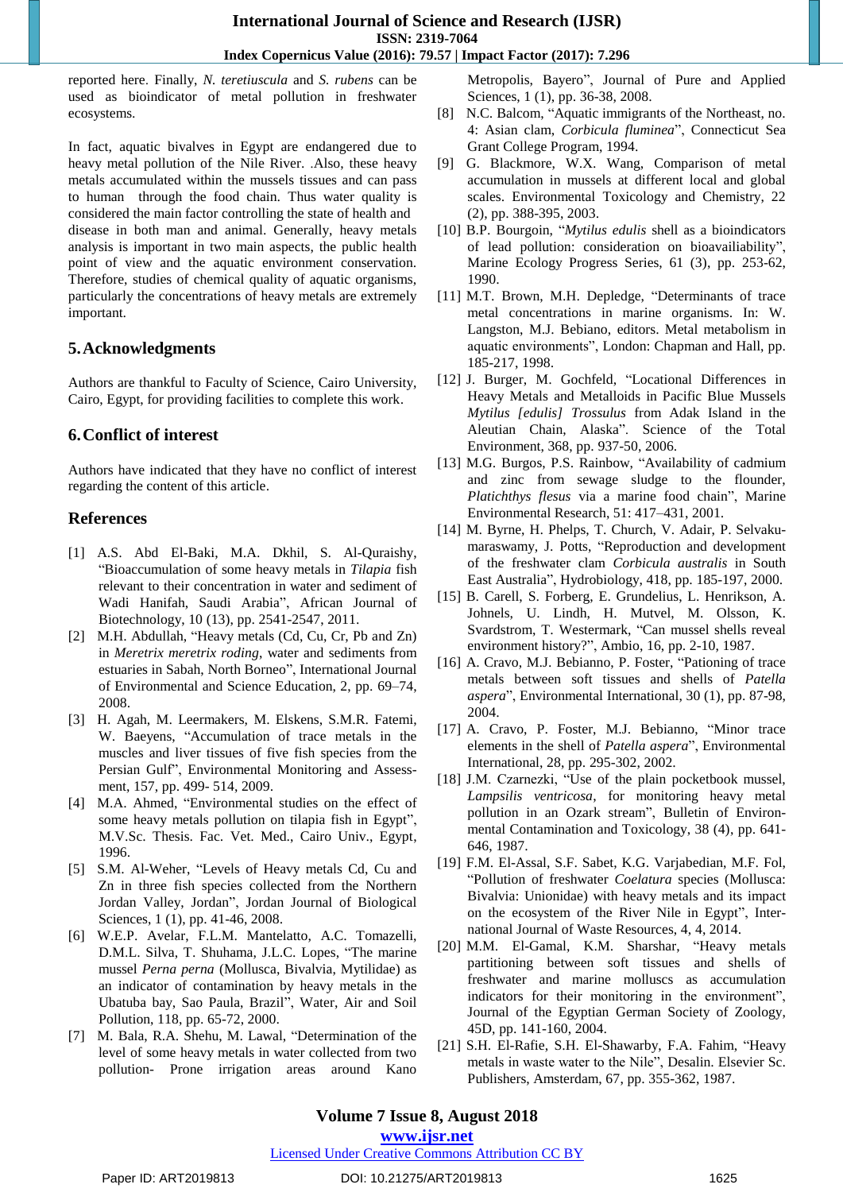reported here. Finally, *N. teretiuscula* and *S. rubens* can be used as bioindicator of metal pollution in freshwater ecosystems.

In fact, aquatic bivalves in Egypt are endangered due to heavy metal pollution of the Nile River. .Also, these heavy metals accumulated within the mussels tissues and can pass to human through the food chain. Thus water quality is considered the main factor controlling the state of health and disease in both man and animal. Generally, heavy metals analysis is important in two main aspects, the public health point of view and the aquatic environment conservation. Therefore, studies of chemical quality of aquatic organisms, particularly the concentrations of heavy metals are extremely important.

## 5. Acknowledgments

Authors are thankful to Faculty of Science, Cairo University, Cairo, Egypt, for providing facilities to complete this work.

## 6. Conflict of interest

Authors have indicated that they have no conflict of interest regarding the content of this article.

## References

[1] A.S. Abd El-Baki, M.A. Dkhil, S. Al-Quraishy, "Bioaccumulation of some heavy metals in *Tilapia* fish relevant to their concentration in water and sediment of Wadi Hanifah, Saudi Arabia", African Journal of Biotechnology, 10 (13), pp. 2541-2547, 2011.

[2] M.H. Abdullah, "Heavy metals (Cd, Cu, Cr, Pb and Zn) in *Meretrix meretrix roding*, water and sediments from estuaries in Sabah, North Borneo", International Journal of Environmental and Science Education, 2, pp. 69–74, 2008.

[3] H. Agah, M. Leermakers, M. Elskens, S.M.R. Fatemi, W. Baeyens, "Accumulation of trace metals in the muscles and liver tissues of five fish species from the Persian Gulf", Environmental Monitoring and Assessment, 157, pp. 499- 514, 2009.

[4] M.A. Ahmed, "Environmental studies on the effect of some heavy metals pollution on tilapia fish in Egypt", M.V.Sc. Thesis. Fac. Vet. Med., Cairo Univ., Egypt, 1996.

[5] S.M. Al-Weher, "Levels of Heavy metals Cd, Cu and Zn in three fish species collected from the Northern Jordan Valley, Jordan", Jordan Journal of Biological Sciences, 1 (1), pp. 41-46, 2008.

[6] W.E.P. Avelar, F.L.M. Mantelatto, A.C. Tomazelli, D.M.L. Silva, T. Shuhama, J.L.C. Lopes, "The marine mussel *Perna perna* (Mollusca, Bivalvia, Mytilidae) as an indicator of contamination by heavy metals in the Ubatuba bay, Sao Paula, Brazil", Water, Air and Soil Pollution, 118, pp. 65-72, 2000.

[7] M. Bala, R.A. Shehu, M. Lawal, "Determination of the level of some heavy metals in water collected from two pollution- Prone irrigation areas around Kano Metropolis, Bayero", Journal of Pure and Applied Sciences, 1 (1), pp. 36-38, 2008.

[8] N.C. Balcom, "Aquatic immigrants of the Northeast, no. 4: Asian clam, *Corbicula fluminea*", Connecticut Sea Grant College Program, 1994.

[9] G. Blackmore, W.X. Wang, Comparison of metal accumulation in mussels at different local and global scales. Environmental Toxicology and Chemistry, 22 (2), pp. 388-395, 2003.

[10] B.P. Bourgoin, "*Mytilus edulis* shell as a bioindicators of lead pollution: consideration on bioavailability", Marine Ecology Progress Series, 61 (3), pp. 253-62, 1990.

[11] M.T. Brown, M.H. Depledge, "Determinants of trace metal concentrations in marine organisms. In: W. Langston, M.J. Bebiano, editors. Metal metabolism in aquatic environments", London: Chapman and Hall, pp. 185-217, 1998.

[12] J. Burger, M. Gochfeld, "Locational Differences in Heavy Metals and Metalloids in Pacific Blue Mussels *Mytilus [edulis] Trossulus* from Adak Island in the Aleutian Chain, Alaska". Science of the Total Environment, 368, pp. 937-50, 2006.

[13] M.G. Burgos, P.S. Rainbow, "Availability of cadmium and zinc from sewage sludge to the flounder, *Platichthys flesus* via a marine food chain", Marine Environmental Research, 51: 417–431, 2001.

[14] M. Byrne, H. Phelps, T. Church, V. Adair, P. Selvakumaraswamy, J. Potts, "Reproduction and development of the freshwater clam *Corbicula australis* in South East Australia", Hydrobiology, 418, pp. 185-197, 2000.

[15] B. Carell, S. Forberg, E. Grundelius, L. Henrikson, A. Johnels, U. Lindh, H. Mutvel, M. Olsson, K. Svardstrom, T. Westermark, "Can mussel shells reveal environment history?", Ambio, 16, pp. 2-10, 1987.

[16] A. Cravo, M.J. Bebianno, P. Foster, "Pationing of trace metals between soft tissues and shells of *Patella aspera*", Environmental International, 30 (1), pp. 87-98, 2004.

[17] A. Cravo, P. Foster, M.J. Bebianno, "Minor trace elements in the shell of *Patella aspera*", Environmental International, 28, pp. 295-302, 2002.

[18] J.M. Czarnezki, "Use of the plain pocketbook mussel, *Lampsilis ventricosa*, for monitoring heavy metal pollution in an Ozark stream", Bulletin of Environmental Contamination and Toxicology, 38 (4), pp. 641-646, 1987.

[19] F.M. El-Assal, S.F. Sabet, K.G. Varjabedian, M.F. Fol, "Pollution of freshwater *Coelatura* species (Mollusca: Bivalvia: Unionidae) with heavy metals and its impact on the ecosystem of the River Nile in Egypt", International Journal of Waste Resources, 4, 4, 2014.

[20] M.M. El-Gamal, K.M. Sharshar, "Heavy metals partitioning between soft tissues and shells of freshwater and marine molluscs as accumulation indicators for their monitoring in the environment", Journal of the Egyptian German Society of Zoology, 45D, pp. 141-160, 2004.

[21] S.H. El-Rafie, S.H. El-Shawarby, F.A. Fahim, "Heavy metals in waste water to the Nile", Desalin. Elsevier Sc. Publishers, Amsterdam, 67, pp. 355-362, 1987.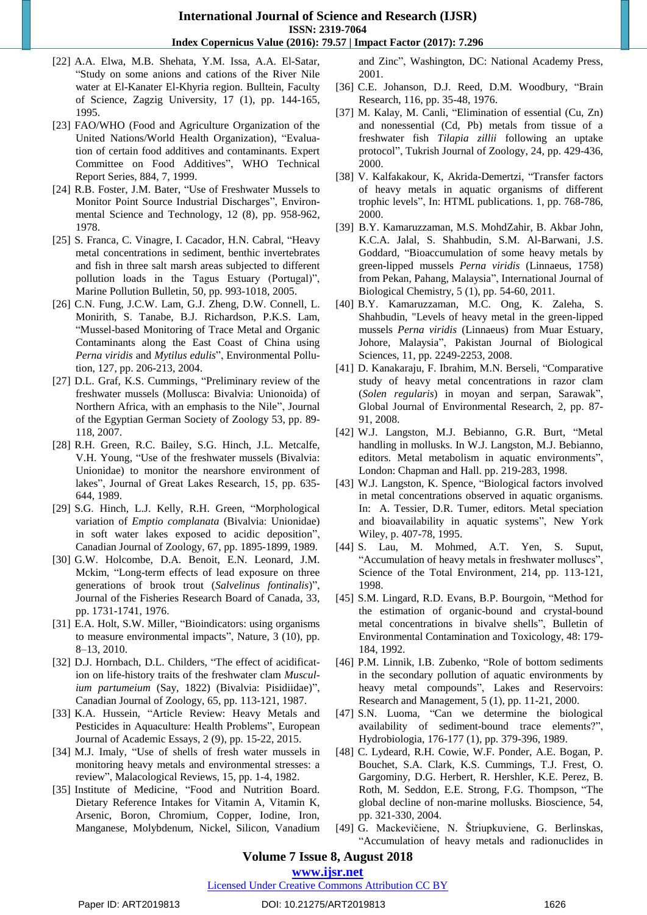[22] A.A. Elwa, M.B. Shehata, Y.M. Issa, A.A. El-Satar, "Study on some anions and cations of the River Nile water at El-Kanater El-Khyria region. Bulltein, Faculty of Science, Zagzig University, 17 (1), pp. 144-165, 1995.

[23] FAO/WHO (Food and Agriculture Organization of the United Nations/World Health Organization), "Evaluation of certain food additives and contaminants. Expert Committee on Food Additives", WHO Technical Report Series, 884, 7, 1999.

[24] R.B. Foster, J.M. Bater, "Use of Freshwater Mussels to Monitor Point Source Industrial Discharges", Environmental Science and Technology, 12 (8), pp. 958-962, 1978.

[25] S. Franca, C. Vinagre, I. Cacador, H.N. Cabral, "Heavy metal concentrations in sediment, benthic invertebrates and fish in three salt marsh areas subjected to different pollution loads in the Tagus Estuary (Portugal)", Marine Pollution Bulletin, 50, pp. 993-1018, 2005.

[26] C.N. Fung, J.C.W. Lam, G.J. Zheng, D.W. Connell, L. Monirith, S. Tanabe, B.J. Richardson, P.K.S. Lam, "Mussel-based Monitoring of Trace Metal and Organic Contaminants along the East Coast of China using *Perna viridis* and *Mytilus edulis*", Environmental Pollution, 127, pp. 206-213, 2004.

[27] D.L. Graf, K.S. Cummings, "Preliminary review of the freshwater mussels (Mollusca: Bivalvia: Unionoida) of Northern Africa, with an emphasis to the Nile", Journal of the Egyptian German Society of Zoology 53, pp. 89-118, 2007.

[28] R.H. Green, R.C. Bailey, S.G. Hinch, J.L. Metcalfe, V.H. Young, "Use of the freshwater mussels (Bivalvia: Unionidae) to monitor the nearshore environment of lakes", Journal of Great Lakes Research, 15, pp. 635-644, 1989.

[29] S.G. Hinch, L.J. Kelly, R.H. Green, "Morphological variation of *Emptio complanata* (Bivalvia: Unionidae) in soft water lakes exposed to acidic deposition", Canadian Journal of Zoology, 67, pp. 1895-1899, 1989.

[30] G.W. Holcombe, D.A. Benoit, E.N. Leonard, J.M. Mckim, "Long-term effects of lead exposure on three generations of brook trout (*Salvelinus fontinalis*)", Journal of the Fisheries Research Board of Canada, 33, pp. 1731-1741, 1976.

[31] E.A. Holt, S.W. Miller, "Bioindicators: using organisms to measure environmental impacts", Nature, 3 (10), pp. 8–13, 2010.

[32] D.J. Hornbach, D.L. Childers, "The effect of acidification on life-history traits of the freshwater clam *Musculium partumeium* (Say, 1822) (Bivalvia: Pisidiidae)", Canadian Journal of Zoology, 65, pp. 113-121, 1987.

[33] K.A. Hussein, "Article Review: Heavy Metals and Pesticides in Aquaculture: Health Problems", European Journal of Academic Essays, 2 (9), pp. 15-22, 2015.

[34] M.J. Imaly, "Use of shells of fresh water mussels in monitoring heavy metals and environmental stresses: a review", Malacological Reviews, 15, pp. 1-4, 1982.

[35] Institute of Medicine, "Food and Nutrition Board. Dietary Reference Intakes for Vitamin A, Vitamin K, Arsenic, Boron, Chromium, Copper, Iodine, Iron, Manganese, Molybdenum, Nickel, Silicon, Vanadium and Zinc", Washington, DC: National Academy Press, 2001.

[36] C.E. Johanson, D.J. Reed, D.M. Woodbury, "Brain Research, 116, pp. 35-48, 1976.

[37] M. Kalay, M. Canli, "Elimination of essential (Cu, Zn) and nonessential (Cd, Pb) metals from tissue of a freshwater fish *Tilapia zillii* following an uptake protocol", Tukrish Journal of Zoology, 24, pp. 429-436, 2000.

[38] V. Kalfakakour, K, Akrida-Demertzi, "Transfer factors of heavy metals in aquatic organisms of different trophic levels", In: HTML publications. 1, pp. 768-786, 2000.

[39] B.Y. Kamaruzzaman, M.S. MohdZahir, B. Akbar John, K.C.A. Jalal, S. Shahbudin, S.M. Al-Barwani, J.S. Goddard, "Bioaccumulation of some heavy metals by green-lipped mussels *Perna viridis* (Linnaeus, 1758) from Pekan, Pahang, Malaysia", International Journal of Biological Chemistry, 5 (1), pp. 54-60, 2011.

[40] B.Y. Kamaruzzaman, M.C. Ong, K. Zaleha, S. Shahbudin, "Levels of heavy metal in the green-lipped mussels *Perna viridis* (Linnaeus) from Muar Estuary, Johore, Malaysia", Pakistan Journal of Biological Sciences, 11, pp. 2249-2253, 2008.

[41] D. Kanakaraju, F. Ibrahim, M.N. Berseli, "Comparative study of heavy metal concentrations in razor clam (*Solen regularis*) in moyan and serpan, Sarawak", Global Journal of Environmental Research, 2, pp. 87-91, 2008.

[42] W.J. Langston, M.J. Bebianno, G.R. Burt, "Metal handling in mollusks. In W.J. Langston, M.J. Bebianno, editors. Metal metabolism in aquatic environments", London: Chapman and Hall. pp. 219-283, 1998.

[43] W.J. Langston, K. Spence, "Biological factors involved in metal concentrations observed in aquatic organisms. In: A. Tessier, D.R. Tumer, editors. Metal speciation and bioavailability in aquatic systems", New York Wiley, p. 407-78, 1995.

[44] S. Lau, M. Mohmed, A.T. Yen, S. Suput, "Accumulation of heavy metals in freshwater molluscs", Science of the Total Environment, 214, pp. 113-121, 1998.

[45] S.M. Lingard, R.D. Evans, B.P. Bourgoin, "Method for the estimation of organic-bound and crystal-bound metal concentrations in bivalve shells", Bulletin of Environmental Contamination and Toxicology, 48: 179-184, 1992.

[46] P.M. Linnik, I.B. Zubenko, "Role of bottom sediments in the secondary pollution of aquatic environments by heavy metal compounds", Lakes and Reservoirs: Research and Management, 5 (1), pp. 11-21, 2000.

[47] S.N. Luoma, "Can we determine the biological availability of sediment-bound trace elements?", Hydrobiologia, 176-177 (1), pp. 379-396, 1989.

[48] C. Lydeard, R.H. Cowie, W.F. Ponder, A.E. Bogan, P. Bouchet, S.A. Clark, K.S. Cummings, T.J. Frest, O. Gargominy, D.G. Herbert, R. Hershler, K.E. Perez, B. Roth, M. Seddon, E.E. Strong, F.G. Thompson, "The global decline of non-marine mollusks. Bioscience, 54, pp. 321-330, 2004.

[49] G. Mackevičiene, N. Štriupkuviene, G. Berlinskas, "Accumulation of heavy metals and radionuclides in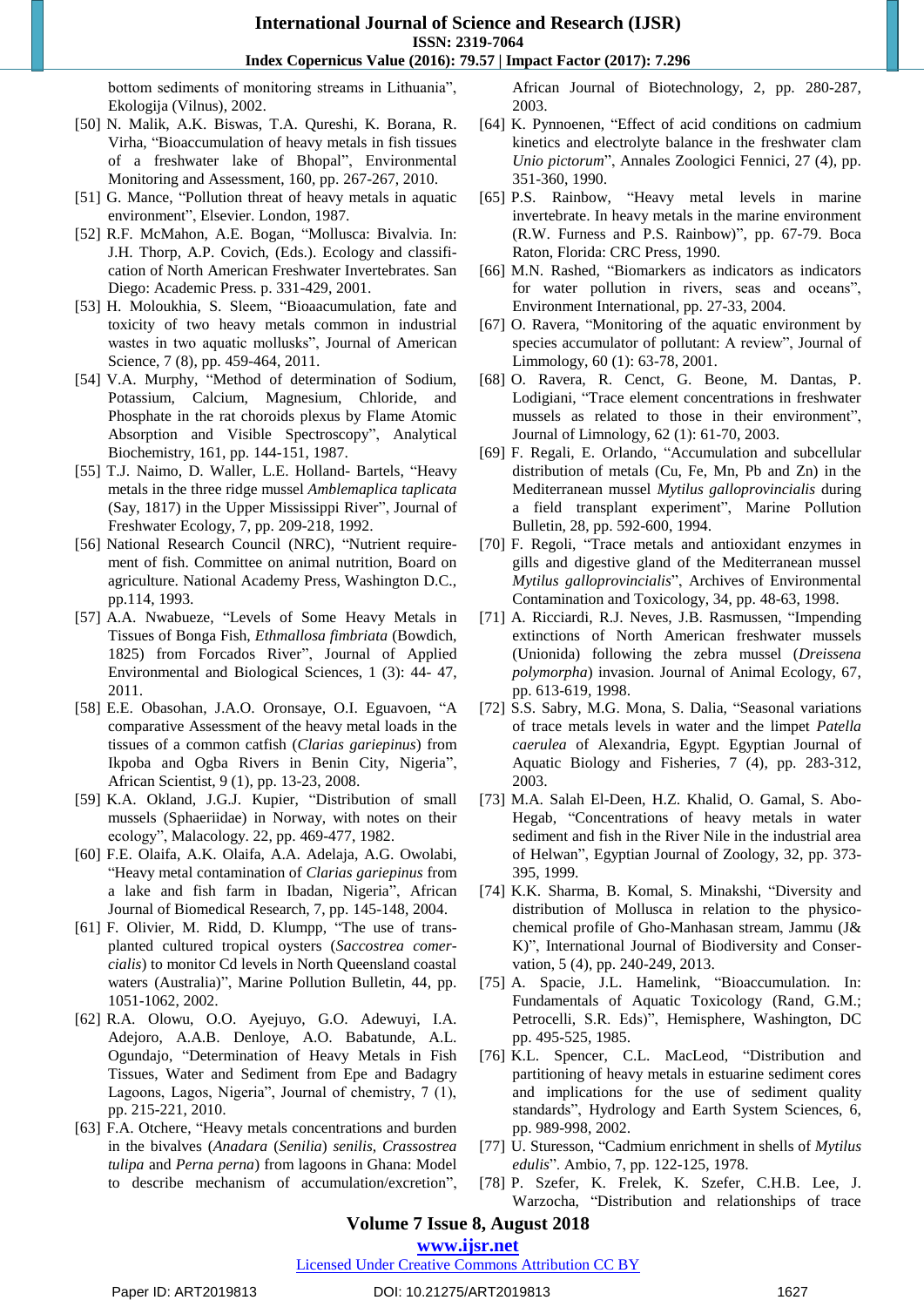bottom sediments of monitoring streams in Lithuania", Ekologija (Vilnus), 2002.

[50] N. Malik, A.K. Biswas, T.A. Qureshi, K. Borana, R. Virha, "Bioaccumulation of heavy metals in fish tissues of a freshwater lake of Bhopal", Environmental Monitoring and Assessment, 160, pp. 267-267, 2010.

[51] G. Mance, "Pollution threat of heavy metals in aquatic environment", Elsevier. London, 1987.

[52] R.F. McMahon, A.E. Bogan, "Mollusca: Bivalvia. In: J.H. Thorp, A.P. Covich, (Eds.). Ecology and classification of North American Freshwater Invertebrates. San Diego: Academic Press. p. 331-429, 2001.

[53] H. Moloukhia, S. Sleem, "Bioaacumulation, fate and toxicity of two heavy metals common in industrial wastes in two aquatic mollusks", Journal of American Science, 7 (8), pp. 459-464, 2011.

[54] V.A. Murphy, "Method of determination of Sodium, Potassium, Calcium, Magnesium, Chloride, and Phosphate in the rat choroids plexus by Flame Atomic Absorption and Visible Spectroscopy", Analytical Biochemistry, 161, pp. 144-151, 1987.

[55] T.J. Naimo, D. Waller, L.E. Holland- Bartels, "Heavy metals in the three ridge mussel *Amblemaplica taplicata* (Say, 1817) in the Upper Mississippi River", Journal of Freshwater Ecology, 7, pp. 209-218, 1992.

[56] National Research Council (NRC), "Nutrient requirement of fish. Committee on animal nutrition, Board on agriculture. National Academy Press, Washington D.C., pp.114, 1993.

[57] A.A. Nwabueze, "Levels of Some Heavy Metals in Tissues of Bonga Fish, *Ethmallosa fimbriata* (Bowdich, 1825) from Forcados River", Journal of Applied Environmental and Biological Sciences, 1 (3): 44- 47, 2011.

[58] E.E. Obasohan, J.A.O. Oronsaye, O.I. Eguavoen, "A comparative Assessment of the heavy metal loads in the tissues of a common catfish (*Clarias gariepinus*) from Ikpoba and Ogba Rivers in Benin City, Nigeria", African Scientist, 9 (1), pp. 13-23, 2008.

[59] K.A. Okland, J.G.J. Kupier, "Distribution of small mussels (Sphaeriidae) in Norway, with notes on their ecology", Malacology. 22, pp. 469-477, 1982.

[60] F.E. Olaifa, A.K. Olaifa, A.A. Adelaja, A.G. Owolabi, "Heavy metal contamination of *Clarias gariepinus* from a lake and fish farm in Ibadan, Nigeria", African Journal of Biomedical Research, 7, pp. 145-148, 2004.

[61] F. Olivier, M. Ridd, D. Klumpp, "The use of transplanted cultured tropical oysters (*Saccostrea commercialis*) to monitor Cd levels in North Queensland coastal waters (Australia)", Marine Pollution Bulletin, 44, pp. 1051-1062, 2002.

[62] R.A. Olowu, O.O. Ayejuyo, G.O. Adewuyi, I.A. Adejoro, A.A.B. Denloye, A.O. Babatunde, A.L. Ogundajo, "Determination of Heavy Metals in Fish Tissues, Water and Sediment from Epe and Badagry Lagoons, Lagos, Nigeria", Journal of chemistry, 7 (1), pp. 215-221, 2010.

[63] F.A. Otchere, "Heavy metals concentrations and burden in the bivalves (*Anadara* (*Senilia*) *senilis*, *Crassostrea tulipa* and *Perna perna*) from lagoons in Ghana: Model to describe mechanism of accumulation/excretion", African Journal of Biotechnology, 2, pp. 280-287, 2003.

[64] K. Pynnoenen, "Effect of acid conditions on cadmium kinetics and electrolyte balance in the freshwater clam *Unio pictorum*", Annales Zoologici Fennici, 27 (4), pp. 351-360, 1990.

[65] P.S. Rainbow, "Heavy metal levels in marine invertebrate. In heavy metals in the marine environment (R.W. Furness and P.S. Rainbow)", pp. 67-79. Boca Raton, Florida: CRC Press, 1990.

[66] M.N. Rashed, "Biomarkers as indicators as indicators for water pollution in rivers, seas and oceans", Environment International, pp. 27-33, 2004.

[67] O. Ravera, "Monitoring of the aquatic environment by species accumulator of pollutant: A review", Journal of Limmology, 60 (1): 63-78, 2001.

[68] O. Ravera, R. Cenct, G. Beone, M. Dantas, P. Lodigiani, "Trace element concentrations in freshwater mussels as related to those in their environment", Journal of Limnology, 62 (1): 61-70, 2003.

[69] F. Regali, E. Orlando, "Accumulation and subcellular distribution of metals (Cu, Fe, Mn, Pb and Zn) in the Mediterranean mussel *Mytilus galloprovincialis* during a field transplant experiment", Marine Pollution Bulletin, 28, pp. 592-600, 1994.

[70] F. Regoli, "Trace metals and antioxidant enzymes in gills and digestive gland of the Mediterranean mussel *Mytilus galloprovincialis*", Archives of Environmental Contamination and Toxicology, 34, pp. 48-63, 1998.

[71] A. Ricciardi, R.J. Neves, J.B. Rasmussen, "Impending extinctions of North American freshwater mussels (Unionida) following the zebra mussel (*Dreissena polymorpha*) invasion. Journal of Animal Ecology, 67, pp. 613-619, 1998.

[72] S.S. Sabry, M.G. Mona, S. Dalia, "Seasonal variations of trace metals levels in water and the limpet *Patella caerulea* of Alexandria, Egypt. Egyptian Journal of Aquatic Biology and Fisheries, 7 (4), pp. 283-312, 2003.

[73] M.A. Salah El-Deen, H.Z. Khalid, O. Gamal, S. Abo-Hegab, "Concentrations of heavy metals in water sediment and fish in the River Nile in the industrial area of Helwan", Egyptian Journal of Zoology, 32, pp. 373-395, 1999.

[74] K.K. Sharma, B. Komal, S. Minakshi, "Diversity and distribution of Mollusca in relation to the physico-chemical profile of Gho-Manhasan stream, Jammu (J& K)", International Journal of Biodiversity and Conservation, 5 (4), pp. 240-249, 2013.

[75] A. Spacie, J.L. Hamelink, "Bioaccumulation. In: Fundamentals of Aquatic Toxicology (Rand, G.M.; Petrocelli, S.R. Eds)", Hemisphere, Washington, DC pp. 495-525, 1985.

[76] K.L. Spencer, C.L. MacLeod, "Distribution and partitioning of heavy metals in estuarine sediment cores and implications for the use of sediment quality standards", Hydrology and Earth System Sciences, 6, pp. 989-998, 2002.

[77] U. Sturesson, "Cadmium enrichment in shells of *Mytilus edulis*". Ambio, 7, pp. 122-125, 1978.

[78] P. Szefer, K. Frelek, K. Szefer, C.H.B. Lee, J. Warzocha, "Distribution and relationships of trace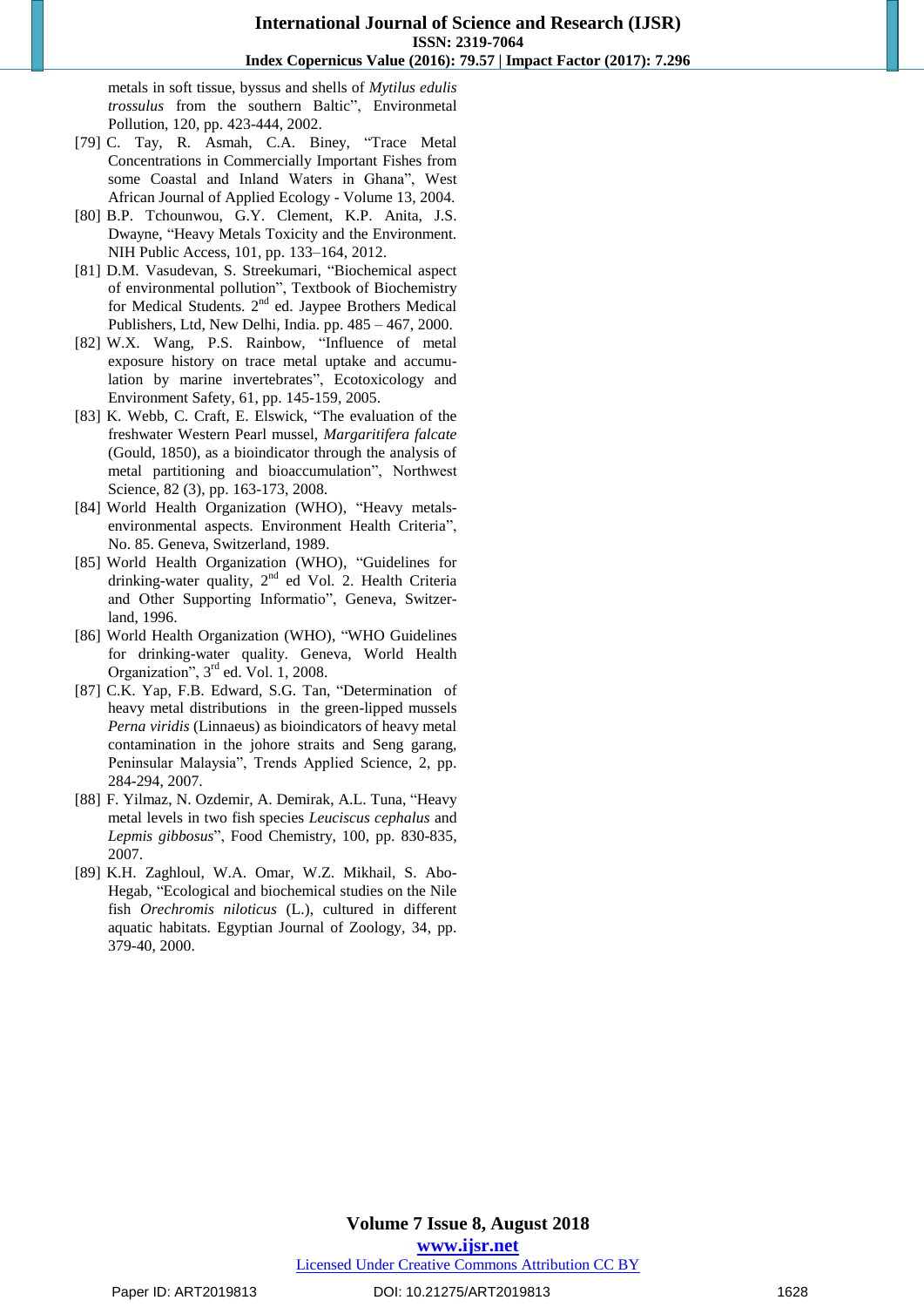metals in soft tissue, byssus and shells of *Mytilus edulis trossulus* from the southern Baltic", Environmetal Pollution, 120, pp. 423-444, 2002.

[79] C. Tay, R. Asmah, C.A. Biney, "Trace Metal Concentrations in Commercially Important Fishes from some Coastal and Inland Waters in Ghana", West African Journal of Applied Ecology - Volume 13, 2004.

[80] B.P. Tchounwou, G.Y. Clement, K.P. Anita, J.S. Dwayne, "Heavy Metals Toxicity and the Environment. NIH Public Access, 101, pp. 133–164, 2012.

[81] D.M. Vasudevan, S. Streekumari, "Biochemical aspect of environmental pollution", Textbook of Biochemistry for Medical Students. 2nd ed. Jaypee Brothers Medical Publishers, Ltd, New Delhi, India. pp. 485 – 467, 2000.

[82] W.X. Wang, P.S. Rainbow, "Influence of metal exposure history on trace metal uptake and accumulation by marine invertebrates", Ecotoxicology and Environment Safety, 61, pp. 145-159, 2005.

[83] K. Webb, C. Craft, E. Elswick, "The evaluation of the freshwater Western Pearl mussel, *Margaritifera falcate* (Gould, 1850), as a bioindicator through the analysis of metal partitioning and bioaccumulation", Northwest Science, 82 (3), pp. 163-173, 2008.

[84] World Health Organization (WHO), "Heavy metals-environmental aspects. Environment Health Criteria", No. 85. Geneva, Switzerland, 1989.

[85] World Health Organization (WHO), "Guidelines for drinking-water quality, 2nd ed Vol. 2. Health Criteria and Other Supporting Informatio", Geneva, Switzerland, 1996.

[86] World Health Organization (WHO), "WHO Guidelines for drinking-water quality. Geneva, World Health Organization", 3rd ed. Vol. 1, 2008.

[87] C.K. Yap, F.B. Edward, S.G. Tan, "Determination of heavy metal distributions in the green-lipped mussels *Perna viridis* (Linnaeus) as bioindicators of heavy metal contamination in the johore straits and Seng garang, Peninsular Malaysia", Trends Applied Science, 2, pp. 284-294, 2007.

[88] F. Yilmaz, N. Ozdemir, A. Demirak, A.L. Tuna, "Heavy metal levels in two fish species *Leuciscus cephalus* and *Lepmis gibbosus*", Food Chemistry, 100, pp. 830-835, 2007.

[89] K.H. Zaghloul, W.A. Omar, W.Z. Mikhail, S. Abo-Hegab, "Ecological and biochemical studies on the Nile fish *Orechromis niloticus* (L.), cultured in different aquatic habitats. Egyptian Journal of Zoology, 34, pp. 379-40, 2000.